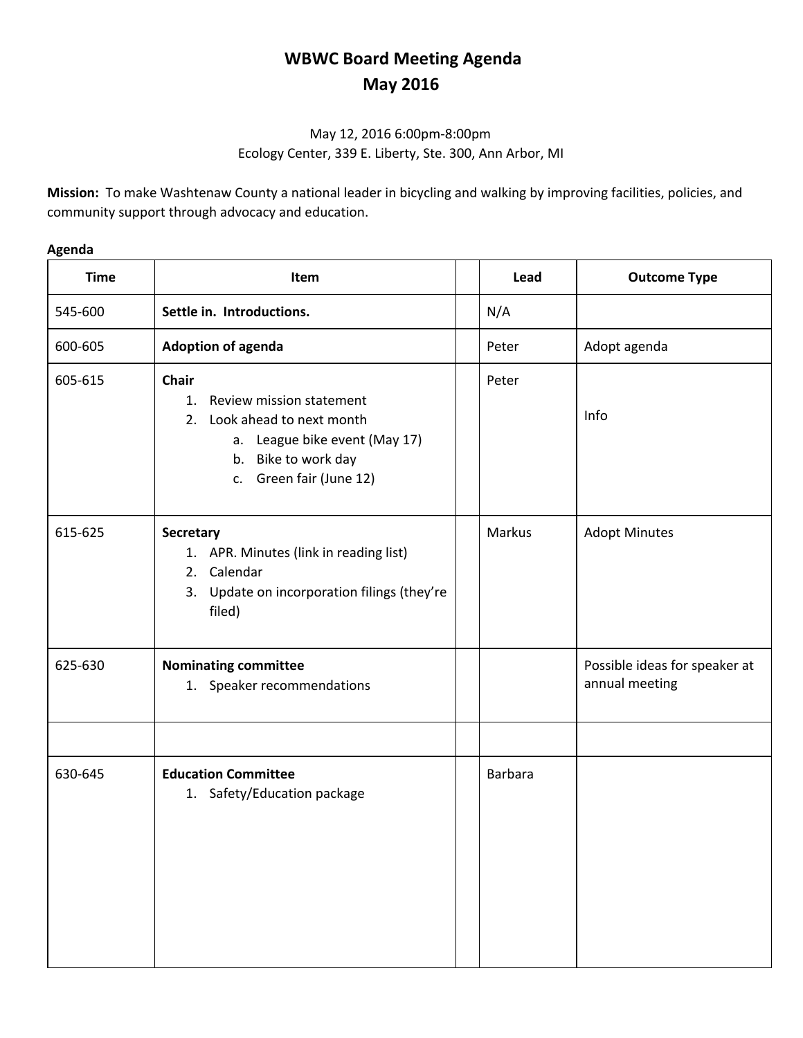# WBWC Board Meeting Agenda
# May 2016

May 12, 2016 6:00pm-8:00pm
Ecology Center, 339 E. Liberty, Ste. 300, Ann Arbor, MI

**Mission:** To make Washtenaw County a national leader in bicycling and walking by improving facilities, policies, and community support through advocacy and education.

**Agenda**

| Time | Item | | Lead | Outcome Type |
|---|---|---|---|---|
| 545-600 | **Settle in. Introductions.** | | N/A | |
| 600-605 | **Adoption of agenda** | | Peter | Adopt agenda |
| 605-615 | **Chair**<br>1. Review mission statement<br>2. Look ahead to next month<br>a. League bike event (May 17)<br>b. Bike to work day<br>c. Green fair (June 12) | | Peter | Info |
| 615-625 | **Secretary**<br>1. APR. Minutes (link in reading list)<br>2. Calendar<br>3. Update on incorporation filings (they're filed) | | Markus | Adopt Minutes |
| 625-630 | **Nominating committee**<br>1. Speaker recommendations | | | Possible ideas for speaker at annual meeting |
| | | | | |
| 630-645 | **Education Committee**<br>1. Safety/Education package | | Barbara | |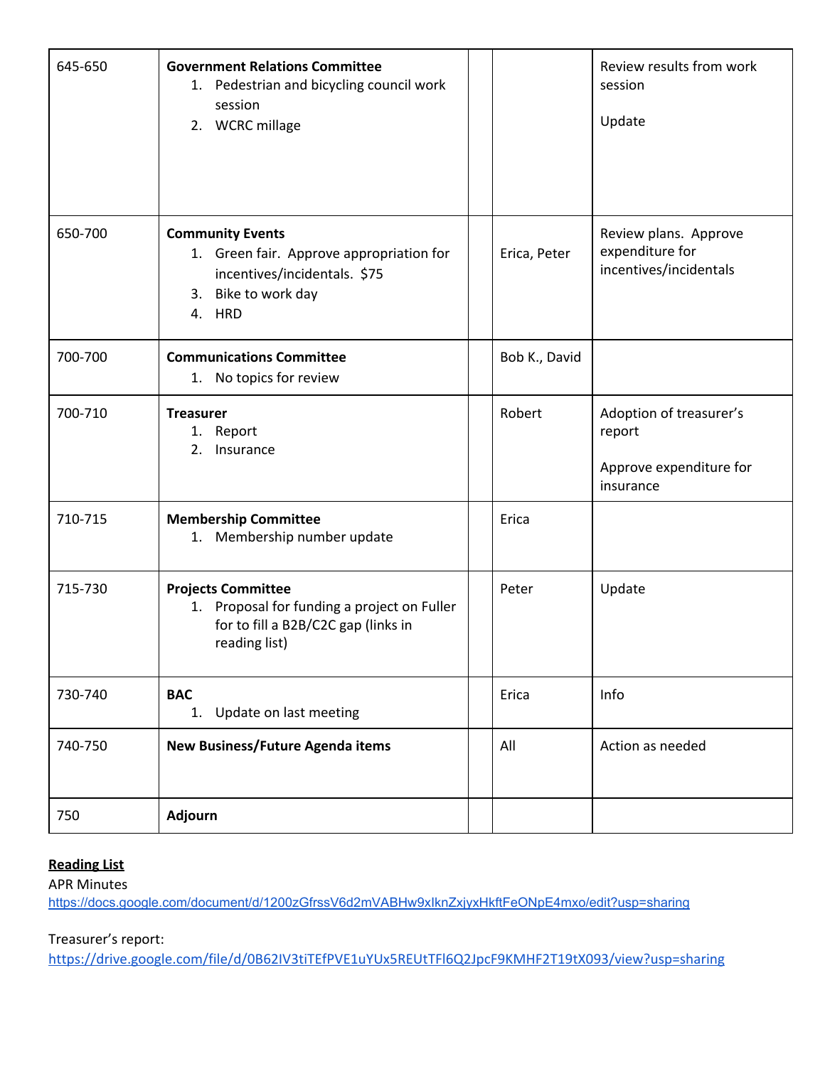| | | | | |
|---|---|---|---|---|
| 645-650 | **Government Relations Committee**<br>1. Pedestrian and bicycling council work session<br>2. WCRC millage | | | Review results from work session<br><br>Update |
| 650-700 | **Community Events**<br>1. Green fair. Approve appropriation for incentives/incidentals. $75<br>3. Bike to work day<br>4. HRD | | Erica, Peter | Review plans. Approve expenditure for incentives/incidentals |
| 700-700 | **Communications Committee**<br>1. No topics for review | | Bob K., David | |
| 700-710 | **Treasurer**<br>1. Report<br>2. Insurance | | Robert | Adoption of treasurer's report<br><br>Approve expenditure for insurance |
| 710-715 | **Membership Committee**<br>1. Membership number update | | Erica | |
| 715-730 | **Projects Committee**<br>1. Proposal for funding a project on Fuller for to fill a B2B/C2C gap (links in reading list) | | Peter | Update |
| 730-740 | **BAC**<br>1. Update on last meeting | | Erica | Info |
| 740-750 | **New Business/Future Agenda items** | | All | Action as needed |
| 750 | **Adjourn** | | | |

**Reading List**

APR Minutes
https://docs.google.com/document/d/1200zGfrssV6d2mVABHw9xIknZxjyxHkftFeONpE4mxo/edit?usp=sharing

Treasurer's report:
https://drive.google.com/file/d/0B62IV3tiTEfPVE1uYUx5REUtTFl6Q2JpcF9KMHF2T19tX093/view?usp=sharing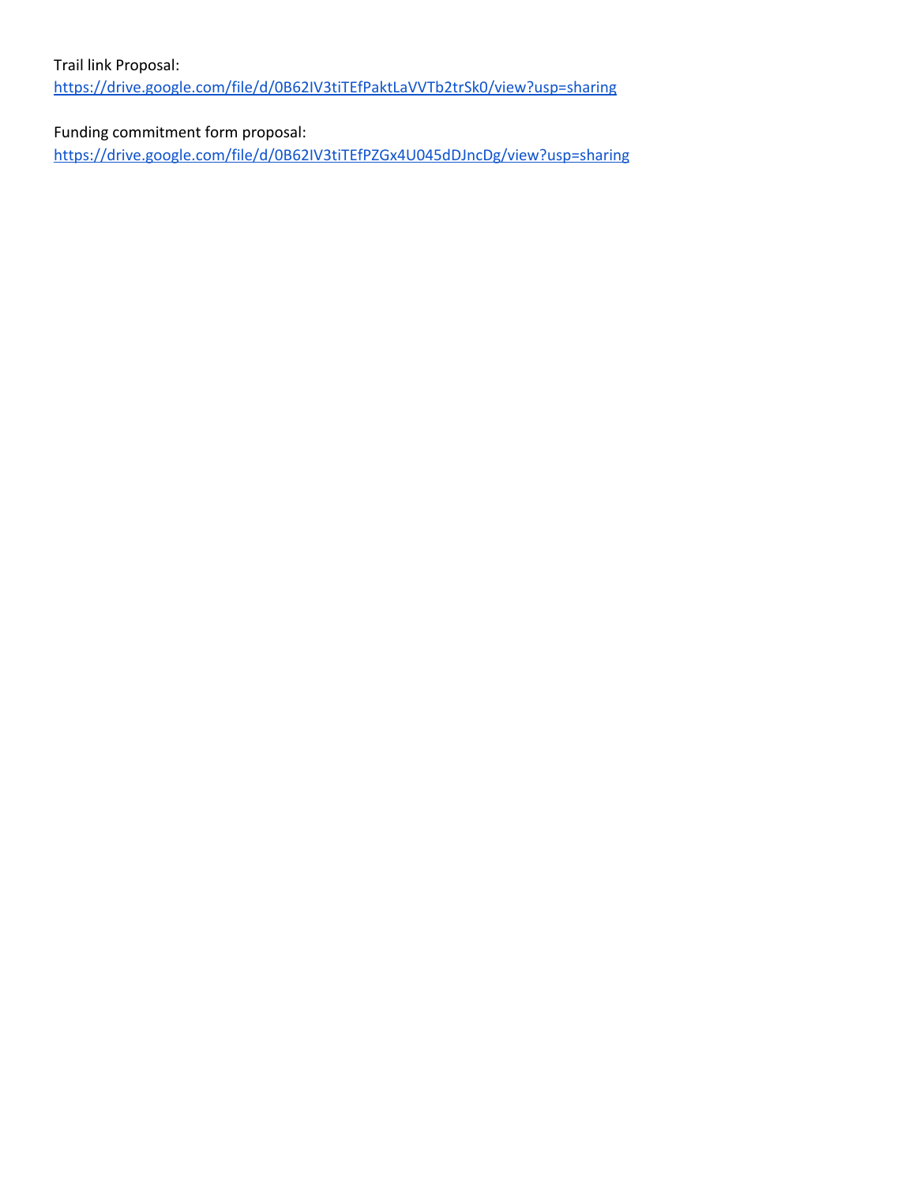Trail link Proposal:
https://drive.google.com/file/d/0B62IV3tiTEfPaktLaVVTb2trSk0/view?usp=sharing

Funding commitment form proposal:
https://drive.google.com/file/d/0B62IV3tiTEfPZGx4U045dDJncDg/view?usp=sharing